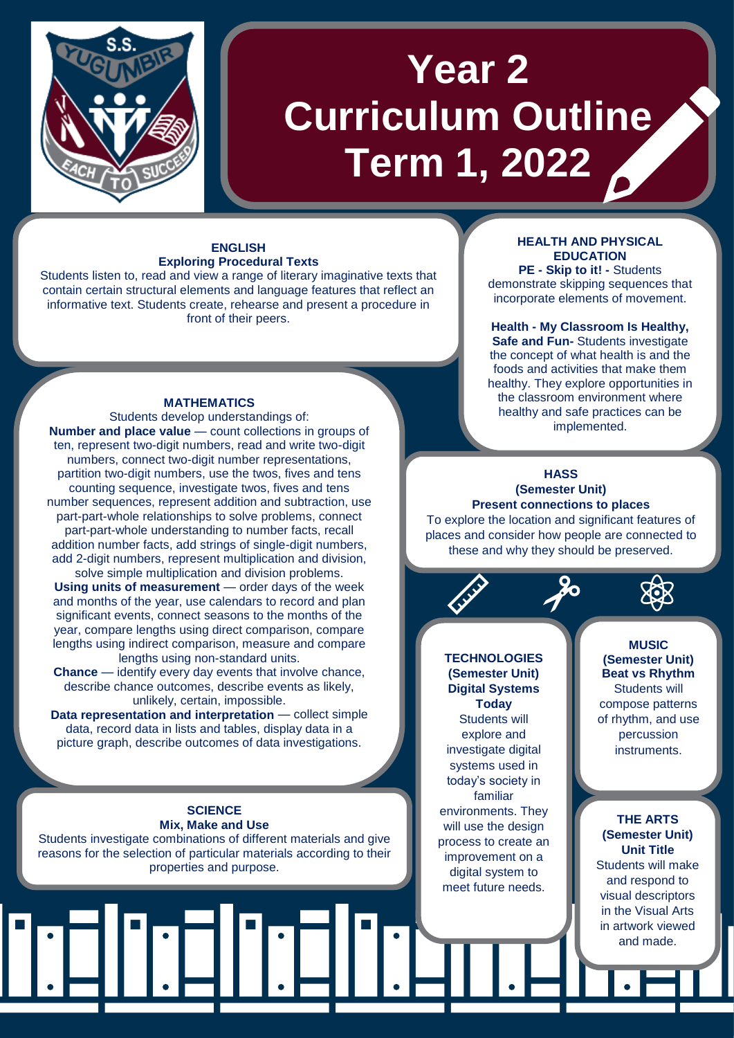# Year 2 Curriculum Outline Term 1, 2022

S.S. YUGUMBIR — EACH TO SUCCEED

## ENGLISH
### Exploring Procedural Texts

Students listen to, read and view a range of literary imaginative texts that contain certain structural elements and language features that reflect an informative text. Students create, rehearse and present a procedure in front of their peers.

## MATHEMATICS

Students develop understandings of:

**Number and place value** — count collections in groups of ten, represent two-digit numbers, read and write two-digit numbers, connect two-digit number representations, partition two-digit numbers, use the twos, fives and tens counting sequence, investigate twos, fives and tens number sequences, represent addition and subtraction, use part-part-whole relationships to solve problems, connect part-part-whole understanding to number facts, recall addition number facts, add strings of single-digit numbers, add 2-digit numbers, represent multiplication and division, solve simple multiplication and division problems.

**Using units of measurement** — order days of the week and months of the year, use calendars to record and plan significant events, connect seasons to the months of the year, compare lengths using direct comparison, compare lengths using indirect comparison, measure and compare lengths using non-standard units.

**Chance** — identify every day events that involve chance, describe chance outcomes, describe events as likely, unlikely, certain, impossible.

**Data representation and interpretation** — collect simple data, record data in lists and tables, display data in a picture graph, describe outcomes of data investigations.

## SCIENCE
### Mix, Make and Use

Students investigate combinations of different materials and give reasons for the selection of particular materials according to their properties and purpose.

## HEALTH AND PHYSICAL EDUCATION

**PE - Skip to it! -** Students demonstrate skipping sequences that incorporate elements of movement.

**Health - My Classroom Is Healthy, Safe and Fun-** Students investigate the concept of what health is and the foods and activities that make them healthy. They explore opportunities in the classroom environment where healthy and safe practices can be implemented.

## HASS
### (Semester Unit)
### Present connections to places

To explore the location and significant features of places and consider how people are connected to these and why they should be preserved.

## TECHNOLOGIES
### (Semester Unit)
### Digital Systems Today

Students will explore and investigate digital systems used in today's society in familiar environments. They will use the design process to create an improvement on a digital system to meet future needs.

## MUSIC
### (Semester Unit)
### Beat vs Rhythm

Students will compose patterns of rhythm, and use percussion instruments.

## THE ARTS
### (Semester Unit)
### Unit Title

Students will make and respond to visual descriptors in the Visual Arts in artwork viewed and made.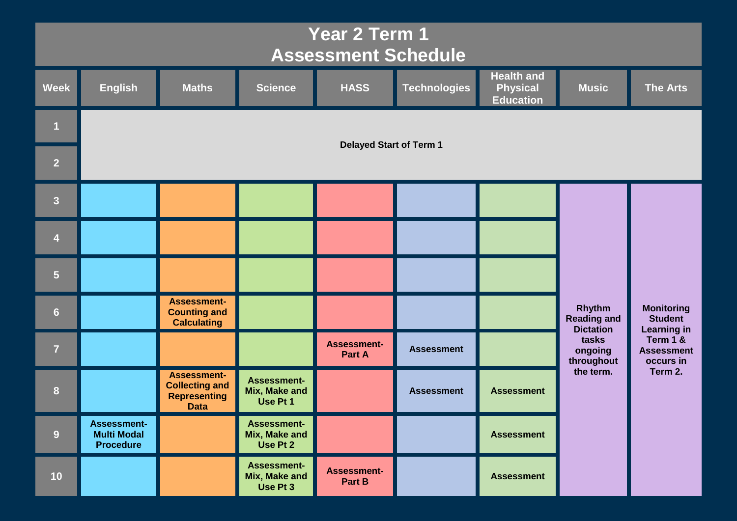# Year 2 Term 1 Assessment Schedule

| Week | English | Maths | Science | HASS | Technologies | Health and Physical Education | Music | The Arts |
|---|---|---|---|---|---|---|---|---|
| 1 | Delayed Start of Term 1 | | | | | | | |
| 2 | | | | | | | | |
| 3 | | | | | | | Rhythm Reading and Dictation tasks ongoing throughout the term. | Monitoring Student Learning in Term 1 & Assessment occurs in Term 2. |
| 4 | | | | | | | | |
| 5 | | | | | | | | |
| 6 | | Assessment- Counting and Calculating | | | | | | |
| 7 | | | | Assessment- Part A | Assessment | | | |
| 8 | | Assessment- Collecting and Representing Data | Assessment- Mix, Make and Use Pt 1 | | Assessment | Assessment | | |
| 9 | Assessment- Multi Modal Procedure | | Assessment- Mix, Make and Use Pt 2 | | | Assessment | | |
| 10 | | | Assessment- Mix, Make and Use Pt 3 | Assessment- Part B | | Assessment | | |